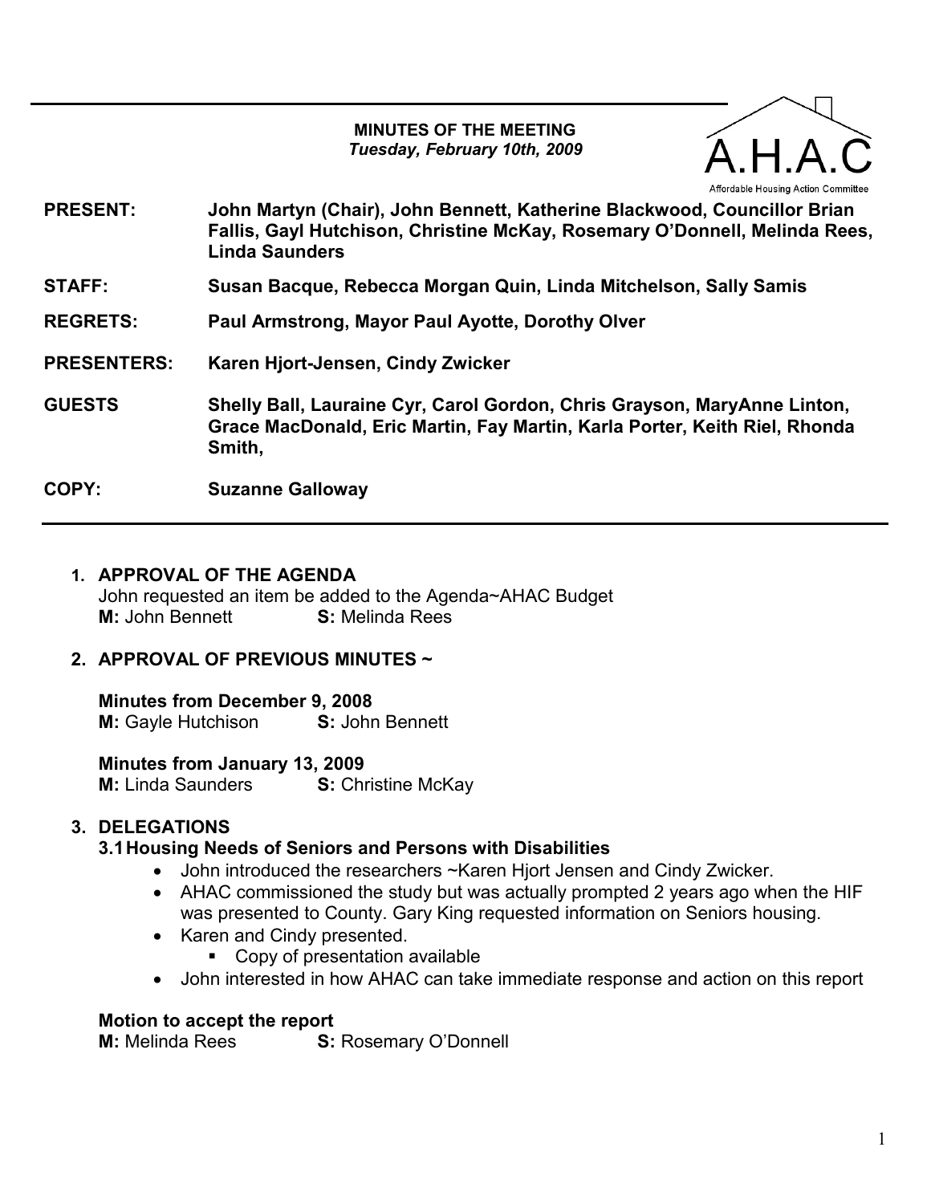**MINUTES OF THE MEETING**
*Tuesday, February 10th, 2009*

A.H.A.C
Affordable Housing Action Committee

| | |
|---|---|
| **PRESENT:** | **John Martyn (Chair), John Bennett, Katherine Blackwood, Councillor Brian Fallis, Gayl Hutchison, Christine McKay, Rosemary O'Donnell, Melinda Rees, Linda Saunders** |
| **STAFF:** | **Susan Bacque, Rebecca Morgan Quin, Linda Mitchelson, Sally Samis** |
| **REGRETS:** | **Paul Armstrong, Mayor Paul Ayotte, Dorothy Olver** |
| **PRESENTERS:** | **Karen Hjort-Jensen, Cindy Zwicker** |
| **GUESTS** | **Shelly Ball, Lauraine Cyr, Carol Gordon, Chris Grayson, MaryAnne Linton, Grace MacDonald, Eric Martin, Fay Martin, Karla Porter, Keith Riel, Rhonda Smith,** |
| **COPY:** | **Suzanne Galloway** |

1. **APPROVAL OF THE AGENDA**
   John requested an item be added to the Agenda~AHAC Budget
   **M:** John Bennett **S:** Melinda Rees

2. **APPROVAL OF PREVIOUS MINUTES ~**

   **Minutes from December 9, 2008**
   **M:** Gayle Hutchison **S:** John Bennett

   **Minutes from January 13, 2009**
   **M:** Linda Saunders **S:** Christine McKay

3. **DELEGATIONS**

   **3.1 Housing Needs of Seniors and Persons with Disabilities**
   - John introduced the researchers ~Karen Hjort Jensen and Cindy Zwicker.
   - AHAC commissioned the study but was actually prompted 2 years ago when the HIF was presented to County. Gary King requested information on Seniors housing.
   - Karen and Cindy presented.
     - Copy of presentation available
   - John interested in how AHAC can take immediate response and action on this report

   **Motion to accept the report**
   **M:** Melinda Rees **S:** Rosemary O'Donnell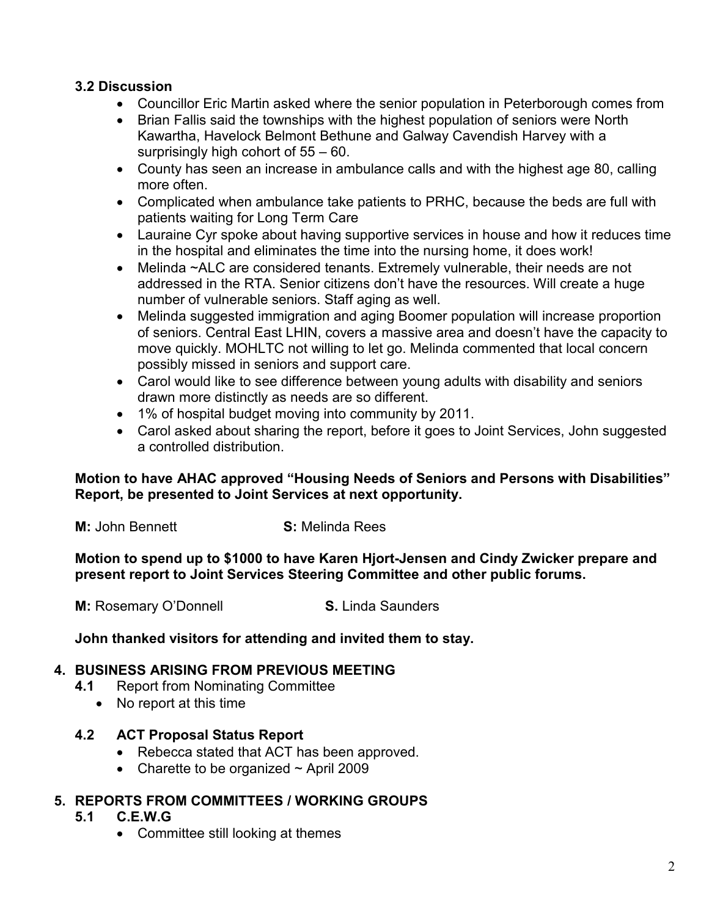### 3.2 Discussion

- Councillor Eric Martin asked where the senior population in Peterborough comes from
- Brian Fallis said the townships with the highest population of seniors were North Kawartha, Havelock Belmont Bethune and Galway Cavendish Harvey with a surprisingly high cohort of 55 – 60.
- County has seen an increase in ambulance calls and with the highest age 80, calling more often.
- Complicated when ambulance take patients to PRHC, because the beds are full with patients waiting for Long Term Care
- Lauraine Cyr spoke about having supportive services in house and how it reduces time in the hospital and eliminates the time into the nursing home, it does work!
- Melinda ~ALC are considered tenants. Extremely vulnerable, their needs are not addressed in the RTA. Senior citizens don't have the resources. Will create a huge number of vulnerable seniors. Staff aging as well.
- Melinda suggested immigration and aging Boomer population will increase proportion of seniors. Central East LHIN, covers a massive area and doesn't have the capacity to move quickly. MOHLTC not willing to let go. Melinda commented that local concern possibly missed in seniors and support care.
- Carol would like to see difference between young adults with disability and seniors drawn more distinctly as needs are so different.
- 1% of hospital budget moving into community by 2011.
- Carol asked about sharing the report, before it goes to Joint Services, John suggested a controlled distribution.

**Motion to have AHAC approved "Housing Needs of Seniors and Persons with Disabilities" Report, be presented to Joint Services at next opportunity.**

**M:** John Bennett **S:** Melinda Rees

**Motion to spend up to $1000 to have Karen Hjort-Jensen and Cindy Zwicker prepare and present report to Joint Services Steering Committee and other public forums.**

**M:** Rosemary O'Donnell **S.** Linda Saunders

**John thanked visitors for attending and invited them to stay.**

## 4. BUSINESS ARISING FROM PREVIOUS MEETING

**4.1** Report from Nominating Committee

- No report at this time

### 4.2 ACT Proposal Status Report

- Rebecca stated that ACT has been approved.
- Charette to be organized ~ April 2009

## 5. REPORTS FROM COMMITTEES / WORKING GROUPS

### 5.1 C.E.W.G

- Committee still looking at themes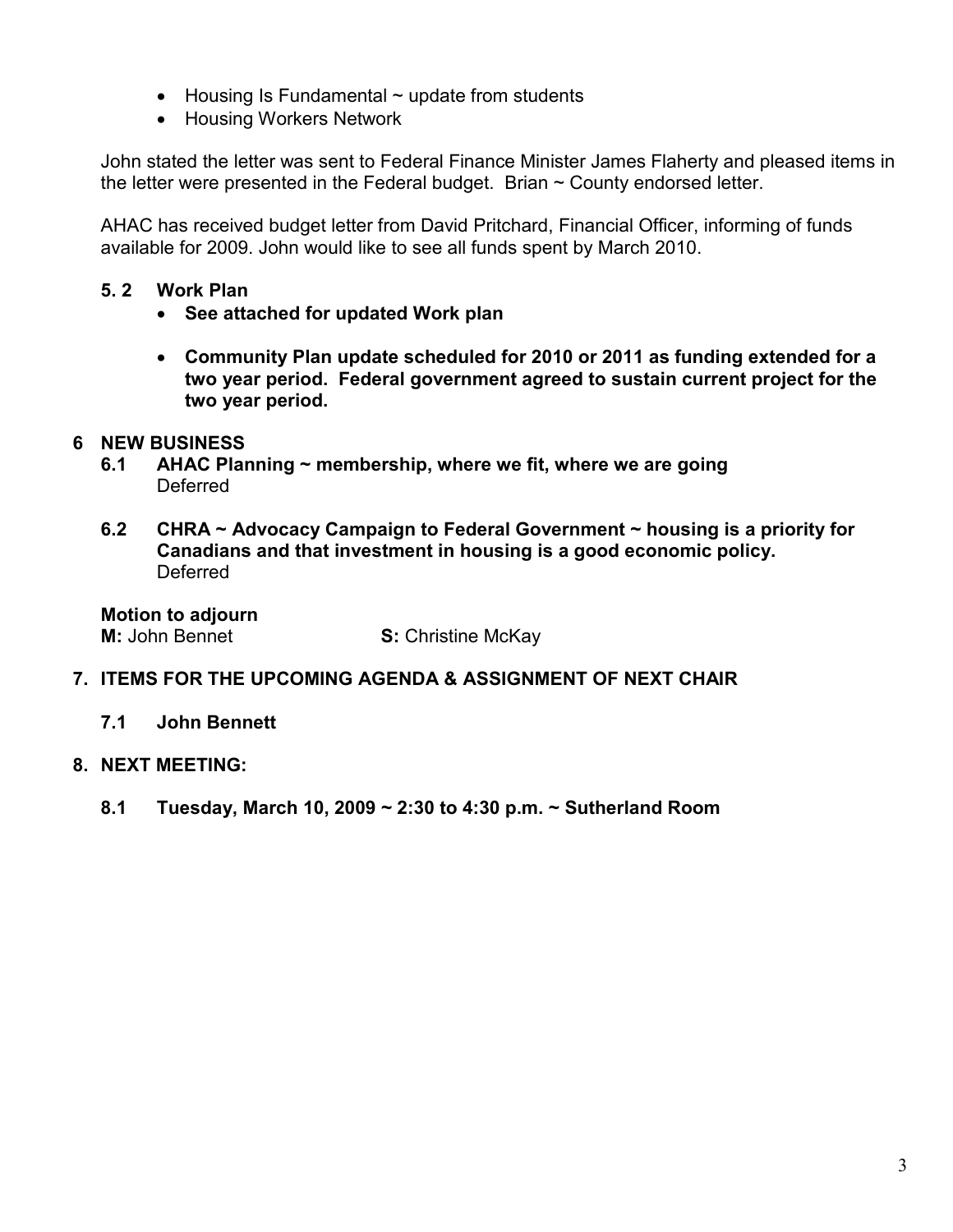- Housing Is Fundamental ~ update from students
- Housing Workers Network

John stated the letter was sent to Federal Finance Minister James Flaherty and pleased items in the letter were presented in the Federal budget. Brian ~ County endorsed letter.

AHAC has received budget letter from David Pritchard, Financial Officer, informing of funds available for 2009. John would like to see all funds spent by March 2010.

### 5. 2 Work Plan

- **See attached for updated Work plan**
- **Community Plan update scheduled for 2010 or 2011 as funding extended for a two year period. Federal government agreed to sustain current project for the two year period.**

## 6 NEW BUSINESS

### 6.1 AHAC Planning ~ membership, where we fit, where we are going

Deferred

### 6.2 CHRA ~ Advocacy Campaign to Federal Government ~ housing is a priority for Canadians and that investment in housing is a good economic policy.

Deferred

**Motion to adjourn**

**M:** John Bennet **S:** Christine McKay

## 7. ITEMS FOR THE UPCOMING AGENDA & ASSIGNMENT OF NEXT CHAIR

### 7.1 John Bennett

## 8. NEXT MEETING:

### 8.1 Tuesday, March 10, 2009 ~ 2:30 to 4:30 p.m. ~ Sutherland Room